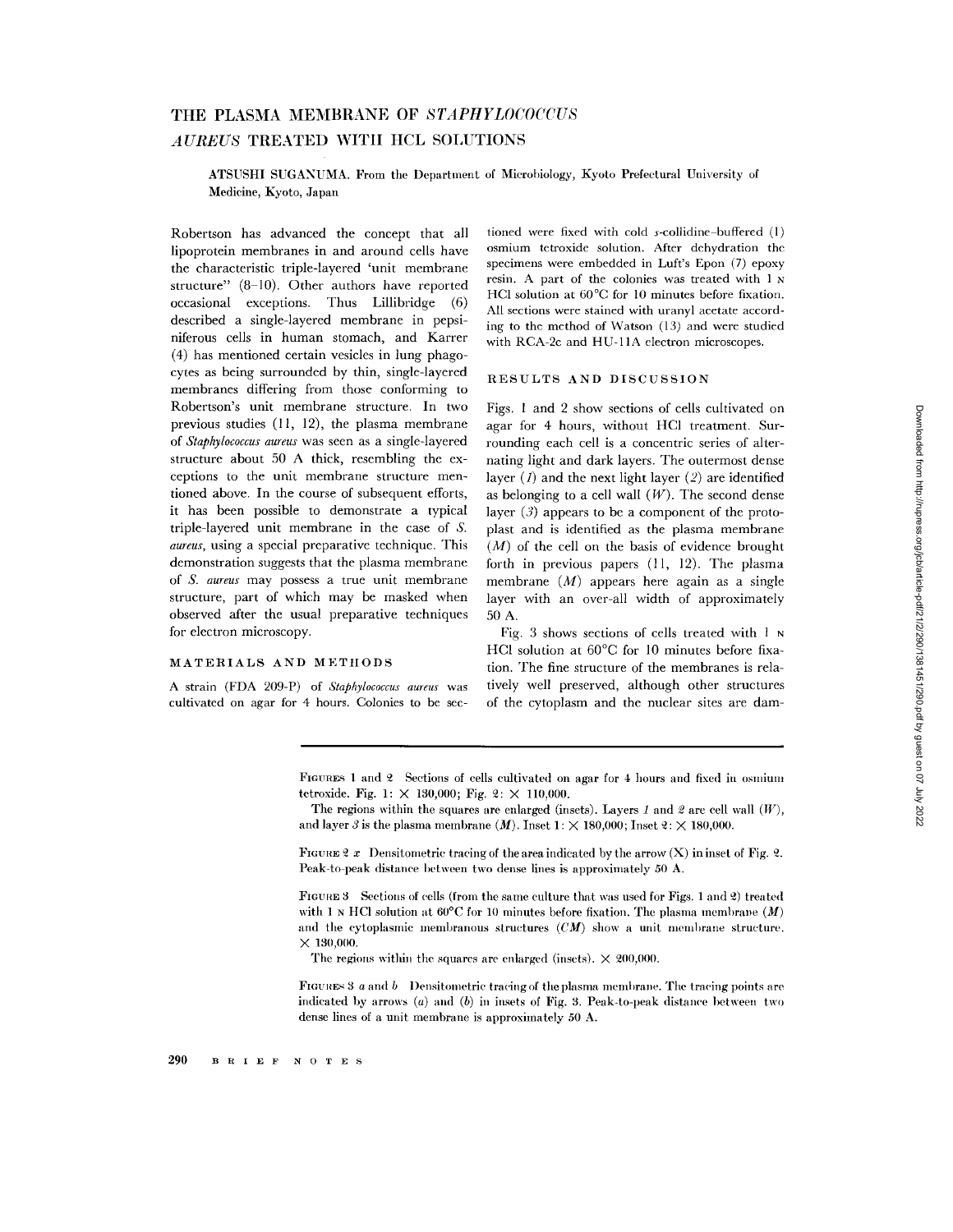# THE PLASMA MEMBRANE OF *STAPHYLOCOCCUS AUREUS* TREATED WITH HCL SOLUTIONS

ATSUSHI SUGANUMA. From the Department of Microbiology, Kyoto Prefectural University of Medicine, Kyoto, Japan

Robertson has advanced the concept that all lipoprotein membranes in and around cells have the characteristic triple-layered 'unit membrane structure" (8–10). Other authors have reported occasional exceptions. Thus Lillibridge (6) described a single-layered membrane in pepsiniferous cells in human stomach, and Karrer (4) has mentioned certain vesicles in lung phagocytes as being surrounded by thin, single-layered membranes differing from those conforming to Robertson's unit membrane structure. In two previous studies (11, 12), the plasma membrane of *Staphylococcus aureus* was seen as a single-layered structure about 50 A thick, resembling the exceptions to the unit membrane structure mentioned above. In the course of subsequent efforts, it has been possible to demonstrate a typical triple-layered unit membrane in the case of *S. aureus*, using a special preparative technique. This demonstration suggests that the plasma membrane of *S. aureus* may possess a true unit membrane structure, part of which may be masked when observed after the usual preparative techniques for electron microscopy.

## MATERIALS AND METHODS

A strain (FDA 209-P) of *Staphylococcus aureus* was cultivated on agar for 4 hours. Colonies to be sectioned were fixed with cold *s*-collidine–buffered (1) osmium tetroxide solution. After dehydration the specimens were embedded in Luft's Epon (7) epoxy resin. A part of the colonies was treated with 1 N HCl solution at 60°C for 10 minutes before fixation. All sections were stained with uranyl acetate according to the method of Watson (13) and were studied with RCA-2c and HU-11A electron microscopes.

## RESULTS AND DISCUSSION

Figs. 1 and 2 show sections of cells cultivated on agar for 4 hours, without HCl treatment. Surrounding each cell is a concentric series of alternating light and dark layers. The outermost dense layer (*1*) and the next light layer (*2*) are identified as belonging to a cell wall (*W*). The second dense layer (*3*) appears to be a component of the protoplast and is identified as the plasma membrane (*M*) of the cell on the basis of evidence brought forth in previous papers (11, 12). The plasma membrane (*M*) appears here again as a single layer with an over-all width of approximately 50 A.

Fig. 3 shows sections of cells treated with 1 N HCl solution at 60°C for 10 minutes before fixation. The fine structure of the membranes is relatively well preserved, although other structures of the cytoplasm and the nuclear sites are dam-

FIGURES 1 and 2 Sections of cells cultivated on agar for 4 hours and fixed in osmium tetroxide. Fig. 1: × 130,000; Fig. 2: × 110,000.

The regions within the squares are enlarged (insets). Layers *1* and *2* are cell wall (*W*), and layer *3* is the plasma membrane (*M*). Inset 1: × 180,000; Inset 2: × 180,000.

FIGURE 2 *x* Densitometric tracing of the area indicated by the arrow (X) in inset of Fig. 2. Peak-to-peak distance between two dense lines is approximately 50 A.

FIGURE 3 Sections of cells (from the same culture that was used for Figs. 1 and 2) treated with 1 N HCl solution at 60°C for 10 minutes before fixation. The plasma membrane (*M*) and the cytoplasmic membranous structures (*CM*) show a unit membrane structure. × 130,000.

The regions within the squares are enlarged (insets). × 200,000.

FIGURES 3 *a* and *b* Densitometric tracing of the plasma membrane. The tracing points are indicated by arrows (*a*) and (*b*) in insets of Fig. 3. Peak-to-peak distance between two dense lines of a unit membrane is approximately 50 A.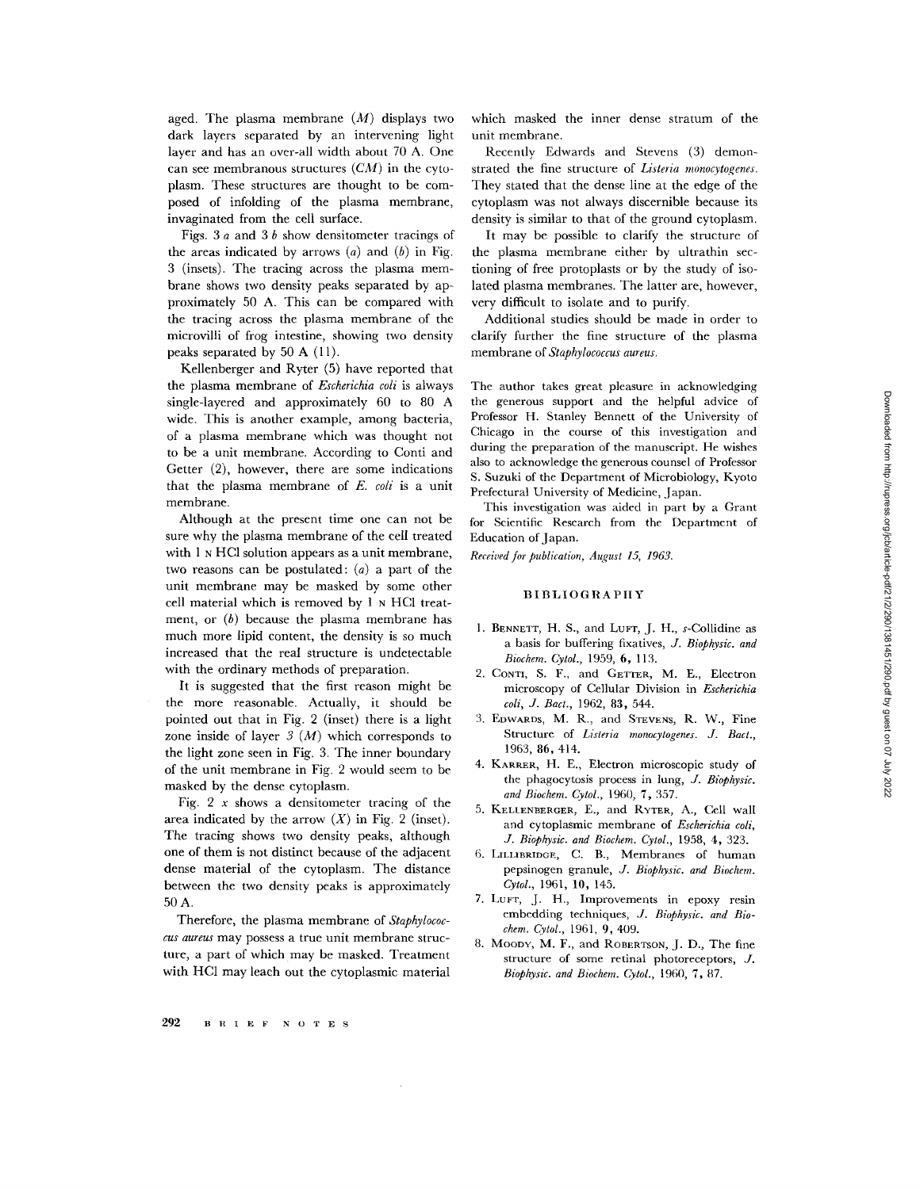aged. The plasma membrane (*M*) displays two dark layers separated by an intervening light layer and has an over-all width about 70 A. One can see membranous structures (*CM*) in the cytoplasm. These structures are thought to be composed of infolding of the plasma membrane, invaginated from the cell surface.

Figs. 3 *a* and 3 *b* show densitometer tracings of the areas indicated by arrows (*a*) and (*b*) in Fig. 3 (insets). The tracing across the plasma membrane shows two density peaks separated by approximately 50 A. This can be compared with the tracing across the plasma membrane of the microvilli of frog intestine, showing two density peaks separated by 50 A (11).

Kellenberger and Ryter (5) have reported that the plasma membrane of *Escherichia coli* is always single-layered and approximately 60 to 80 A wide. This is another example, among bacteria, of a plasma membrane which was thought not to be a unit membrane. According to Conti and Getter (2), however, there are some indications that the plasma membrane of *E. coli* is a unit membrane.

Although at the present time one can not be sure why the plasma membrane of the cell treated with 1 N HCl solution appears as a unit membrane, two reasons can be postulated: (*a*) a part of the unit membrane may be masked by some other cell material which is removed by 1 N HCl treatment, or (*b*) because the plasma membrane has much more lipid content, the density is so much increased that the real structure is undetectable with the ordinary methods of preparation.

It is suggested that the first reason might be the more reasonable. Actually, it should be pointed out that in Fig. 2 (inset) there is a light zone inside of layer *3* (*M*) which corresponds to the light zone seen in Fig. 3. The inner boundary of the unit membrane in Fig. 2 would seem to be masked by the dense cytoplasm.

Fig. 2 *x* shows a densitometer tracing of the area indicated by the arrow (*X*) in Fig. 2 (inset). The tracing shows two density peaks, although one of them is not distinct because of the adjacent dense material of the cytoplasm. The distance between the two density peaks is approximately 50 A.

Therefore, the plasma membrane of *Staphylococcus aureus* may possess a true unit membrane structure, a part of which may be masked. Treatment with HCl may leach out the cytoplasmic material which masked the inner dense stratum of the unit membrane.

Recently Edwards and Stevens (3) demonstrated the fine structure of *Listeria monocytogenes*. They stated that the dense line at the edge of the cytoplasm was not always discernible because its density is similar to that of the ground cytoplasm.

It may be possible to clarify the structure of the plasma membrane either by ultrathin sectioning of free protoplasts or by the study of isolated plasma membranes. The latter are, however, very difficult to isolate and to purify.

Additional studies should be made in order to clarify further the fine structure of the plasma membrane of *Staphylococcus aureus*.

The author takes great pleasure in acknowledging the generous support and the helpful advice of Professor H. Stanley Bennett of the University of Chicago in the course of this investigation and during the preparation of the manuscript. He wishes also to acknowledge the generous counsel of Professor S. Suzuki of the Department of Microbiology, Kyoto Prefectural University of Medicine, Japan.

This investigation was aided in part by a Grant for Scientific Research from the Department of Education of Japan.

*Received for publication, August 15, 1963.*

## BIBLIOGRAPHY

1. Bennett, H. S., and Luft, J. H., *s*-Collidine as a basis for buffering fixatives, *J. Biophysic. and Biochem. Cytol.*, 1959, **6**, 113.
2. Conti, S. F., and Getter, M. E., Electron microscopy of Cellular Division in *Escherichia coli*, *J. Bact.*, 1962, **83**, 544.
3. Edwards, M. R., and Stevens, R. W., Fine Structure of *Listeria monocytogenes*. *J. Bact.*, 1963, **86**, 414.
4. Karrer, H. E., Electron microscopic study of the phagocytosis process in lung, *J. Biophysic. and Biochem. Cytol.*, 1960, **7**, 357.
5. Kellenberger, E., and Ryter, A., Cell wall and cytoplasmic membrane of *Escherichia coli*, *J. Biophysic. and Biochem. Cytol.*, 1958, **4**, 323.
6. Lillibridge, C. B., Membranes of human pepsinogen granule, *J. Biophysic. and Biochem. Cytol.*, 1961, **10**, 145.
7. Luft, J. H., Improvements in epoxy resin embedding techniques, *J. Biophysic. and Biochem. Cytol.*, 1961, **9**, 409.
8. Moody, M. F., and Robertson, J. D., The fine structure of some retinal photoreceptors, *J. Biophysic. and Biochem. Cytol.*, 1960, **7**, 87.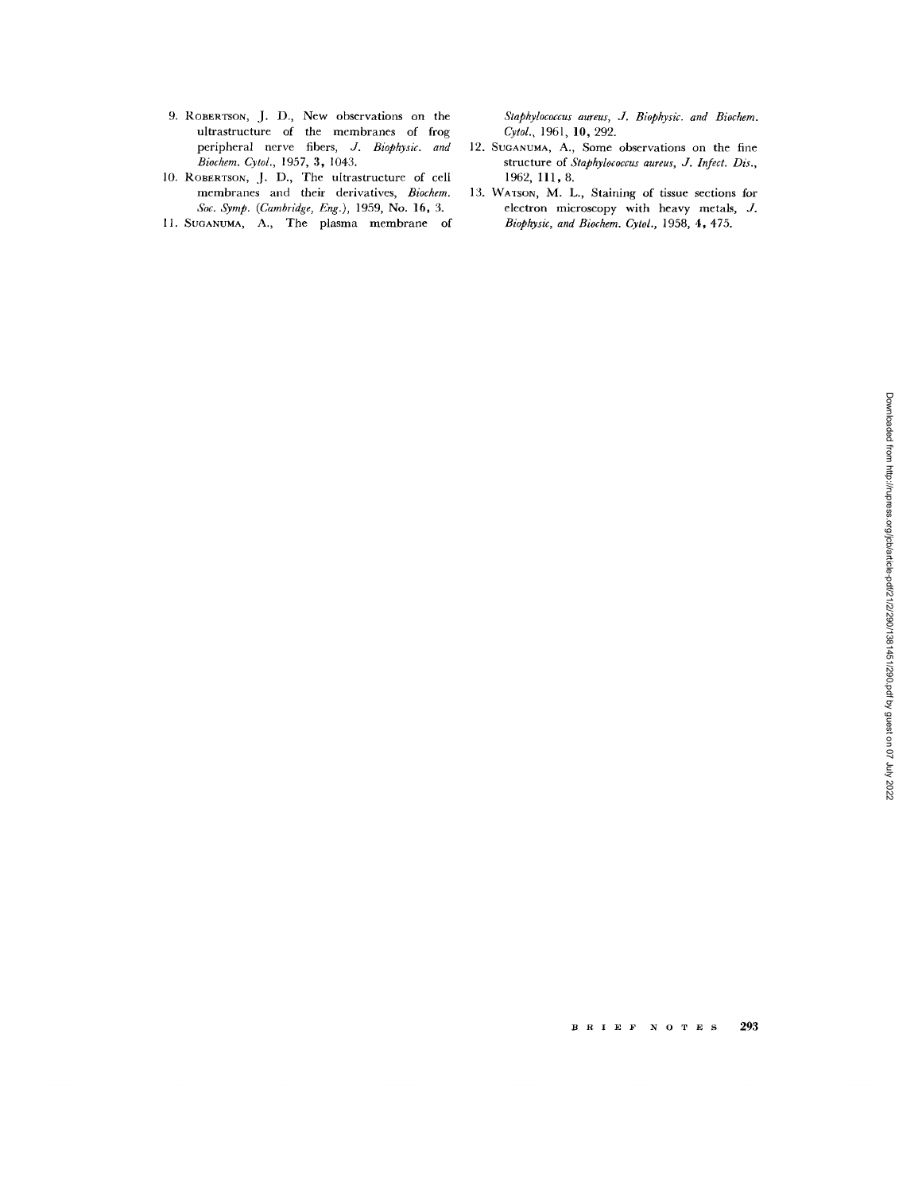9. ROBERTSON, J. D., New observations on the ultrastructure of the membranes of frog peripheral nerve fibers, *J. Biophysic. and Biochem. Cytol.*, 1957, **3**, 1043.
10. ROBERTSON, J. D., The ultrastructure of cell membranes and their derivatives, *Biochem. Soc. Symp. (Cambridge, Eng.)*, 1959, No. **16**, 3.
11. SUGANUMA, A., The plasma membrane of *Staphylococcus aureus*, *J. Biophysic. and Biochem. Cytol.*, 1961, **10**, 292.
12. SUGANUMA, A., Some observations on the fine structure of *Staphylococcus aureus*, *J. Infect. Dis.*, 1962, **111**, 8.
13. WATSON, M. L., Staining of tissue sections for electron microscopy with heavy metals, *J. Biophysic, and Biochem. Cytol.*, 1958, **4**, 475.